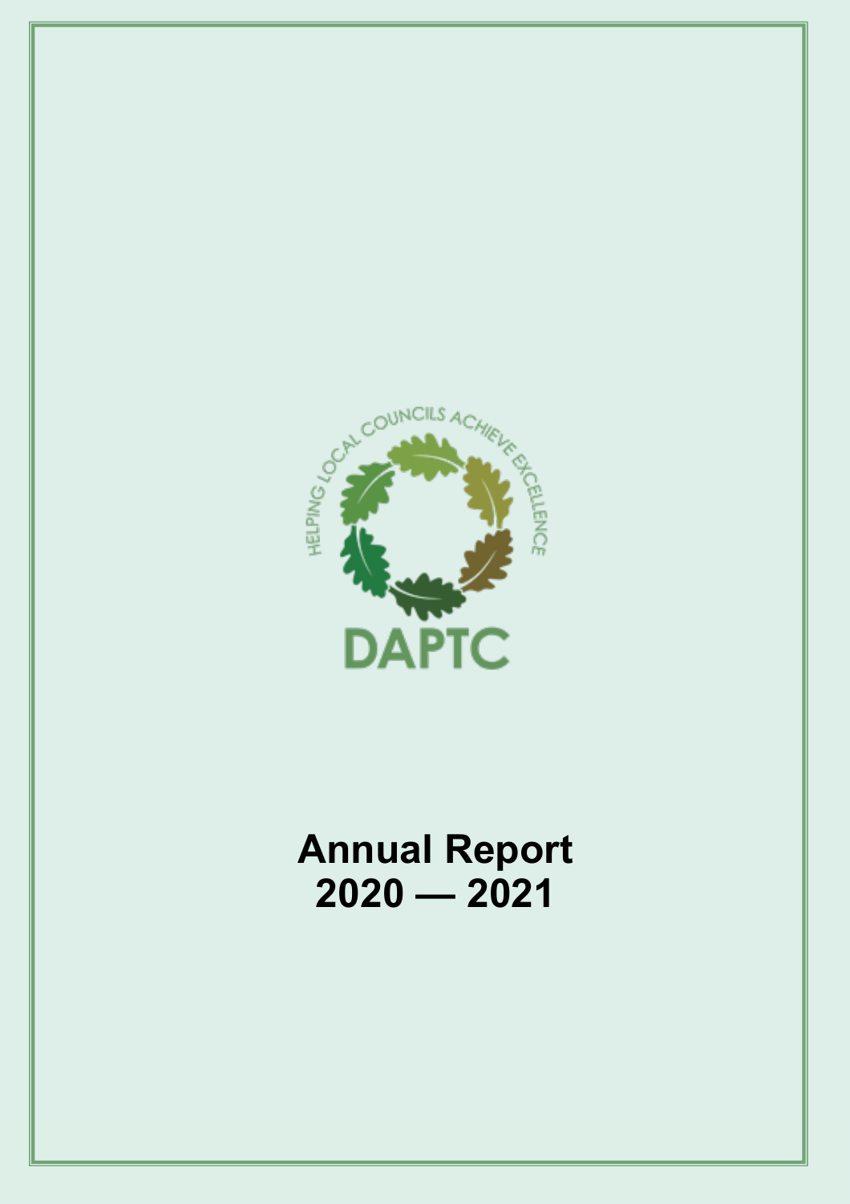HELPING LOCAL COUNCILS ACHIEVE EXCELLENCE

DAPTC

# Annual Report 2020 — 2021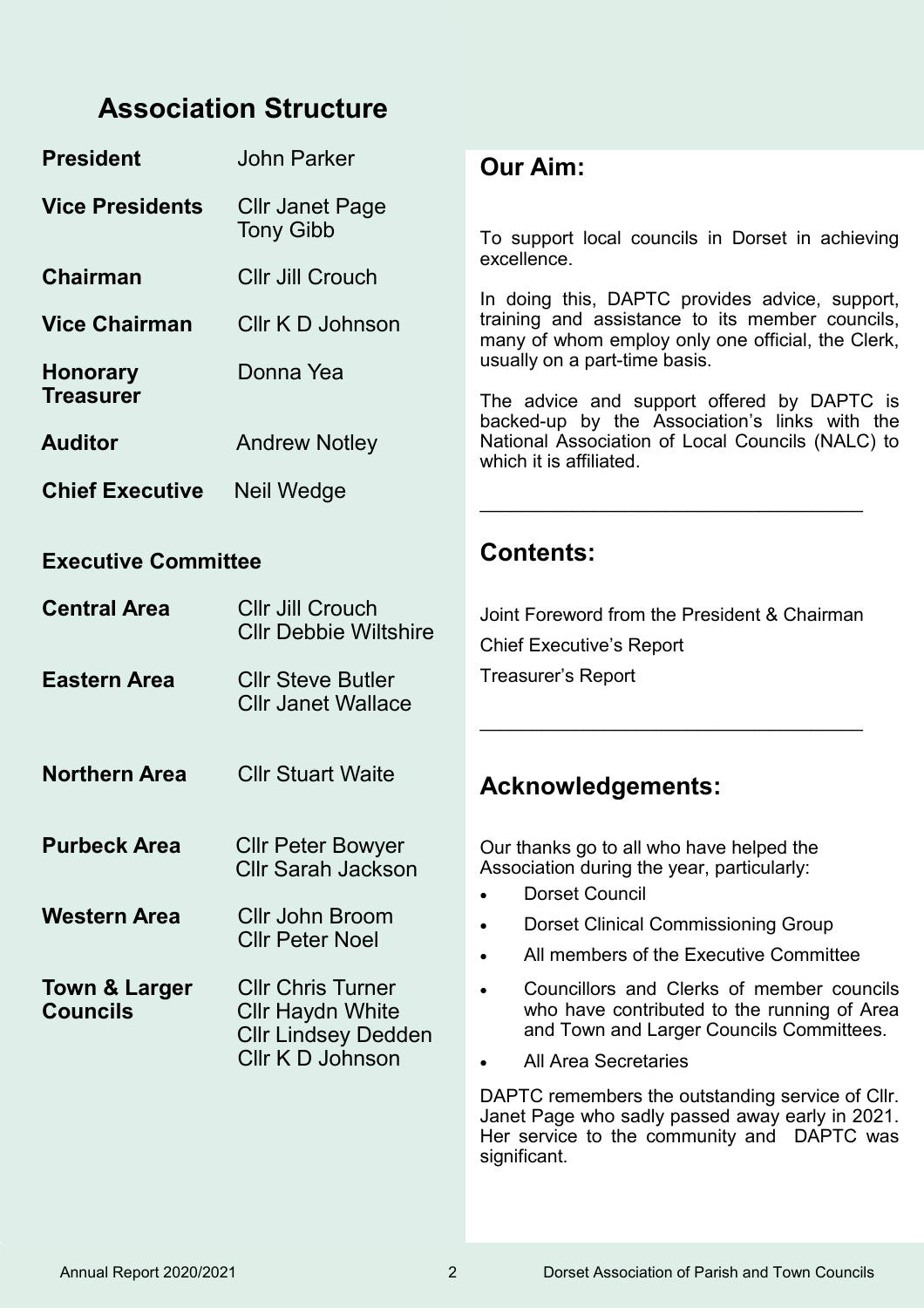## Association Structure

| | |
|---|---|
| **President** | John Parker |
| **Vice Presidents** | Cllr Janet Page<br>Tony Gibb |
| **Chairman** | Cllr Jill Crouch |
| **Vice Chairman** | Cllr K D Johnson |
| **Honorary Treasurer** | Donna Yea |
| **Auditor** | Andrew Notley |
| **Chief Executive** | Neil Wedge |

### Executive Committee

| | |
|---|---|
| **Central Area** | Cllr Jill Crouch<br>Cllr Debbie Wiltshire |
| **Eastern Area** | Cllr Steve Butler<br>Cllr Janet Wallace |
| **Northern Area** | Cllr Stuart Waite |
| **Purbeck Area** | Cllr Peter Bowyer<br>Cllr Sarah Jackson |
| **Western Area** | Cllr John Broom<br>Cllr Peter Noel |
| **Town & Larger Councils** | Cllr Chris Turner<br>Cllr Haydn White<br>Cllr Lindsey Dedden<br>Cllr K D Johnson |

## Our Aim:

To support local councils in Dorset in achieving excellence.

In doing this, DAPTC provides advice, support, training and assistance to its member councils, many of whom employ only one official, the Clerk, usually on a part-time basis.

The advice and support offered by DAPTC is backed-up by the Association's links with the National Association of Local Councils (NALC) to which it is affiliated.

## Contents:

Joint Foreword from the President & Chairman

Chief Executive's Report

Treasurer's Report

## Acknowledgements:

Our thanks go to all who have helped the Association during the year, particularly:

- Dorset Council
- Dorset Clinical Commissioning Group
- All members of the Executive Committee
- Councillors and Clerks of member councils who have contributed to the running of Area and Town and Larger Councils Committees.
- All Area Secretaries

DAPTC remembers the outstanding service of Cllr. Janet Page who sadly passed away early in 2021. Her service to the community and DAPTC was significant.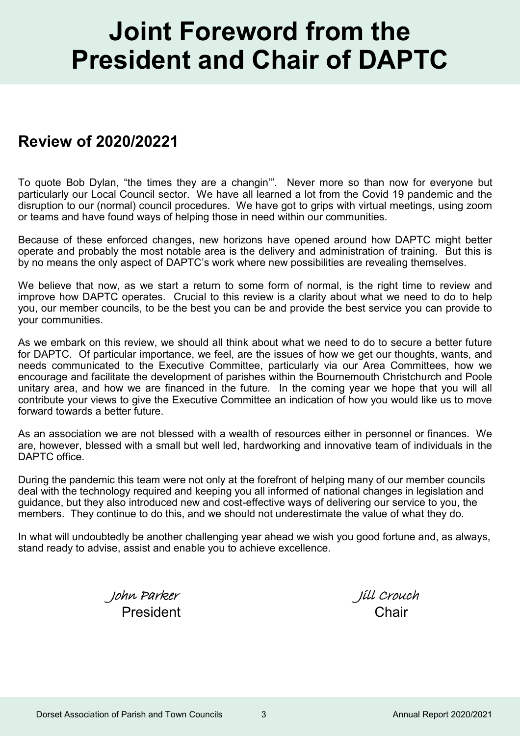# Joint Foreword from the President and Chair of DAPTC

## Review of 2020/20221

To quote Bob Dylan, "the times they are a changin'". Never more so than now for everyone but particularly our Local Council sector. We have all learned a lot from the Covid 19 pandemic and the disruption to our (normal) council procedures. We have got to grips with virtual meetings, using zoom or teams and have found ways of helping those in need within our communities.

Because of these enforced changes, new horizons have opened around how DAPTC might better operate and probably the most notable area is the delivery and administration of training. But this is by no means the only aspect of DAPTC's work where new possibilities are revealing themselves.

We believe that now, as we start a return to some form of normal, is the right time to review and improve how DAPTC operates. Crucial to this review is a clarity about what we need to do to help you, our member councils, to be the best you can be and provide the best service you can provide to your communities.

As we embark on this review, we should all think about what we need to do to secure a better future for DAPTC. Of particular importance, we feel, are the issues of how we get our thoughts, wants, and needs communicated to the Executive Committee, particularly via our Area Committees, how we encourage and facilitate the development of parishes within the Bournemouth Christchurch and Poole unitary area, and how we are financed in the future. In the coming year we hope that you will all contribute your views to give the Executive Committee an indication of how you would like us to move forward towards a better future.

As an association we are not blessed with a wealth of resources either in personnel or finances. We are, however, blessed with a small but well led, hardworking and innovative team of individuals in the DAPTC office.

During the pandemic this team were not only at the forefront of helping many of our member councils deal with the technology required and keeping you all informed of national changes in legislation and guidance, but they also introduced new and cost-effective ways of delivering our service to you, the members. They continue to do this, and we should not underestimate the value of what they do.

In what will undoubtedly be another challenging year ahead we wish you good fortune and, as always, stand ready to advise, assist and enable you to achieve excellence.

*John Parker*
President

*Jill Crouch*
Chair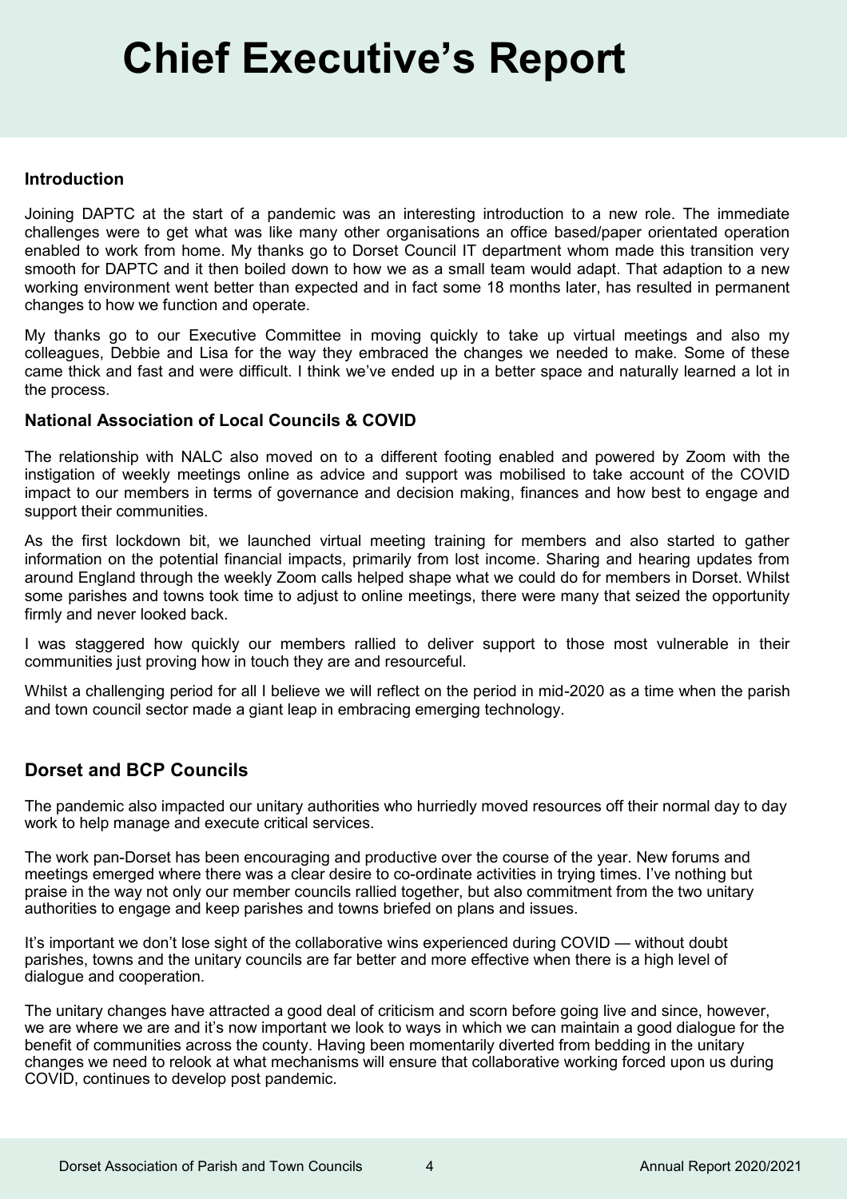# Chief Executive's Report

### Introduction

Joining DAPTC at the start of a pandemic was an interesting introduction to a new role. The immediate challenges were to get what was like many other organisations an office based/paper orientated operation enabled to work from home. My thanks go to Dorset Council IT department whom made this transition very smooth for DAPTC and it then boiled down to how we as a small team would adapt. That adaption to a new working environment went better than expected and in fact some 18 months later, has resulted in permanent changes to how we function and operate.

My thanks go to our Executive Committee in moving quickly to take up virtual meetings and also my colleagues, Debbie and Lisa for the way they embraced the changes we needed to make. Some of these came thick and fast and were difficult. I think we've ended up in a better space and naturally learned a lot in the process.

### National Association of Local Councils & COVID

The relationship with NALC also moved on to a different footing enabled and powered by Zoom with the instigation of weekly meetings online as advice and support was mobilised to take account of the COVID impact to our members in terms of governance and decision making, finances and how best to engage and support their communities.

As the first lockdown bit, we launched virtual meeting training for members and also started to gather information on the potential financial impacts, primarily from lost income. Sharing and hearing updates from around England through the weekly Zoom calls helped shape what we could do for members in Dorset. Whilst some parishes and towns took time to adjust to online meetings, there were many that seized the opportunity firmly and never looked back.

I was staggered how quickly our members rallied to deliver support to those most vulnerable in their communities just proving how in touch they are and resourceful.

Whilst a challenging period for all I believe we will reflect on the period in mid-2020 as a time when the parish and town council sector made a giant leap in embracing emerging technology.

## Dorset and BCP Councils

The pandemic also impacted our unitary authorities who hurriedly moved resources off their normal day to day work to help manage and execute critical services.

The work pan-Dorset has been encouraging and productive over the course of the year. New forums and meetings emerged where there was a clear desire to co-ordinate activities in trying times. I've nothing but praise in the way not only our member councils rallied together, but also commitment from the two unitary authorities to engage and keep parishes and towns briefed on plans and issues.

It's important we don't lose sight of the collaborative wins experienced during COVID — without doubt parishes, towns and the unitary councils are far better and more effective when there is a high level of dialogue and cooperation.

The unitary changes have attracted a good deal of criticism and scorn before going live and since, however, we are where we are and it's now important we look to ways in which we can maintain a good dialogue for the benefit of communities across the county. Having been momentarily diverted from bedding in the unitary changes we need to relook at what mechanisms will ensure that collaborative working forced upon us during COVID, continues to develop post pandemic.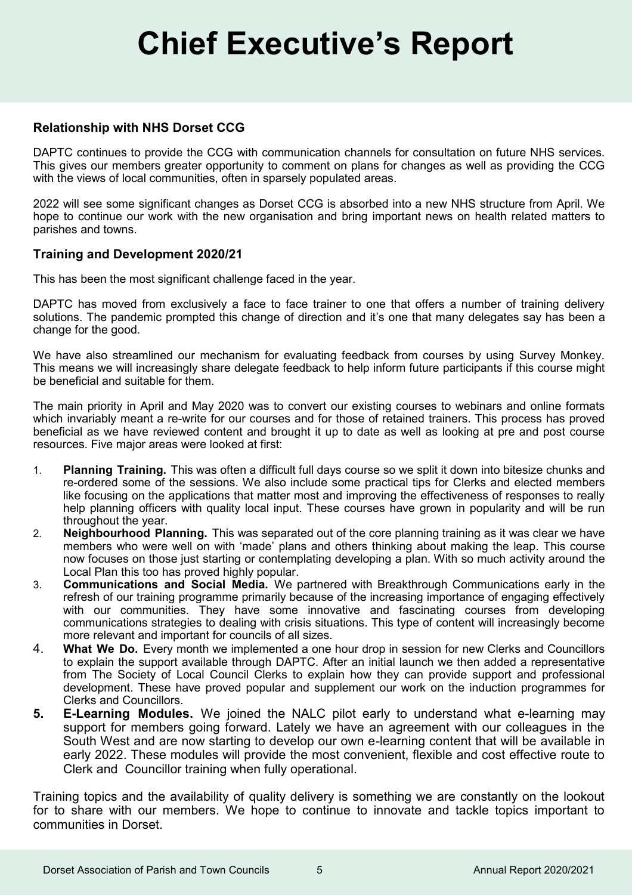# Chief Executive's Report

### Relationship with NHS Dorset CCG

DAPTC continues to provide the CCG with communication channels for consultation on future NHS services. This gives our members greater opportunity to comment on plans for changes as well as providing the CCG with the views of local communities, often in sparsely populated areas.

2022 will see some significant changes as Dorset CCG is absorbed into a new NHS structure from April. We hope to continue our work with the new organisation and bring important news on health related matters to parishes and towns.

### Training and Development 2020/21

This has been the most significant challenge faced in the year.

DAPTC has moved from exclusively a face to face trainer to one that offers a number of training delivery solutions. The pandemic prompted this change of direction and it's one that many delegates say has been a change for the good.

We have also streamlined our mechanism for evaluating feedback from courses by using Survey Monkey. This means we will increasingly share delegate feedback to help inform future participants if this course might be beneficial and suitable for them.

The main priority in April and May 2020 was to convert our existing courses to webinars and online formats which invariably meant a re-write for our courses and for those of retained trainers. This process has proved beneficial as we have reviewed content and brought it up to date as well as looking at pre and post course resources. Five major areas were looked at first:

1. **Planning Training.** This was often a difficult full days course so we split it down into bitesize chunks and re-ordered some of the sessions. We also include some practical tips for Clerks and elected members like focusing on the applications that matter most and improving the effectiveness of responses to really help planning officers with quality local input. These courses have grown in popularity and will be run throughout the year.
2. **Neighbourhood Planning.** This was separated out of the core planning training as it was clear we have members who were well on with 'made' plans and others thinking about making the leap. This course now focuses on those just starting or contemplating developing a plan. With so much activity around the Local Plan this too has proved highly popular.
3. **Communications and Social Media.** We partnered with Breakthrough Communications early in the refresh of our training programme primarily because of the increasing importance of engaging effectively with our communities. They have some innovative and fascinating courses from developing communications strategies to dealing with crisis situations. This type of content will increasingly become more relevant and important for councils of all sizes.
4. **What We Do.** Every month we implemented a one hour drop in session for new Clerks and Councillors to explain the support available through DAPTC. After an initial launch we then added a representative from The Society of Local Council Clerks to explain how they can provide support and professional development. These have proved popular and supplement our work on the induction programmes for Clerks and Councillors.
5. **E-Learning Modules.** We joined the NALC pilot early to understand what e-learning may support for members going forward. Lately we have an agreement with our colleagues in the South West and are now starting to develop our own e-learning content that will be available in early 2022. These modules will provide the most convenient, flexible and cost effective route to Clerk and Councillor training when fully operational.

Training topics and the availability of quality delivery is something we are constantly on the lookout for to share with our members. We hope to continue to innovate and tackle topics important to communities in Dorset.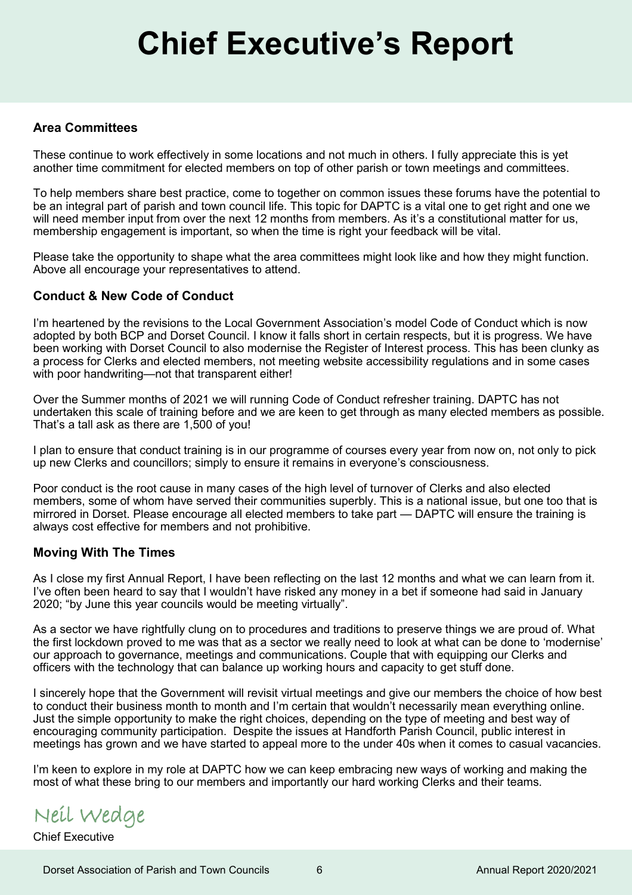# Chief Executive's Report

### Area Committees

These continue to work effectively in some locations and not much in others. I fully appreciate this is yet another time commitment for elected members on top of other parish or town meetings and committees.

To help members share best practice, come to together on common issues these forums have the potential to be an integral part of parish and town council life. This topic for DAPTC is a vital one to get right and one we will need member input from over the next 12 months from members. As it's a constitutional matter for us, membership engagement is important, so when the time is right your feedback will be vital.

Please take the opportunity to shape what the area committees might look like and how they might function. Above all encourage your representatives to attend.

### Conduct & New Code of Conduct

I'm heartened by the revisions to the Local Government Association's model Code of Conduct which is now adopted by both BCP and Dorset Council. I know it falls short in certain respects, but it is progress. We have been working with Dorset Council to also modernise the Register of Interest process. This has been clunky as a process for Clerks and elected members, not meeting website accessibility regulations and in some cases with poor handwriting—not that transparent either!

Over the Summer months of 2021 we will running Code of Conduct refresher training. DAPTC has not undertaken this scale of training before and we are keen to get through as many elected members as possible. That's a tall ask as there are 1,500 of you!

I plan to ensure that conduct training is in our programme of courses every year from now on, not only to pick up new Clerks and councillors; simply to ensure it remains in everyone's consciousness.

Poor conduct is the root cause in many cases of the high level of turnover of Clerks and also elected members, some of whom have served their communities superbly. This is a national issue, but one too that is mirrored in Dorset. Please encourage all elected members to take part — DAPTC will ensure the training is always cost effective for members and not prohibitive.

### Moving With The Times

As I close my first Annual Report, I have been reflecting on the last 12 months and what we can learn from it. I've often been heard to say that I wouldn't have risked any money in a bet if someone had said in January 2020; "by June this year councils would be meeting virtually".

As a sector we have rightfully clung on to procedures and traditions to preserve things we are proud of. What the first lockdown proved to me was that as a sector we really need to look at what can be done to 'modernise' our approach to governance, meetings and communications. Couple that with equipping our Clerks and officers with the technology that can balance up working hours and capacity to get stuff done.

I sincerely hope that the Government will revisit virtual meetings and give our members the choice of how best to conduct their business month to month and I'm certain that wouldn't necessarily mean everything online. Just the simple opportunity to make the right choices, depending on the type of meeting and best way of encouraging community participation. Despite the issues at Handforth Parish Council, public interest in meetings has grown and we have started to appeal more to the under 40s when it comes to casual vacancies.

I'm keen to explore in my role at DAPTC how we can keep embracing new ways of working and making the most of what these bring to our members and importantly our hard working Clerks and their teams.

Neil Wedge

Chief Executive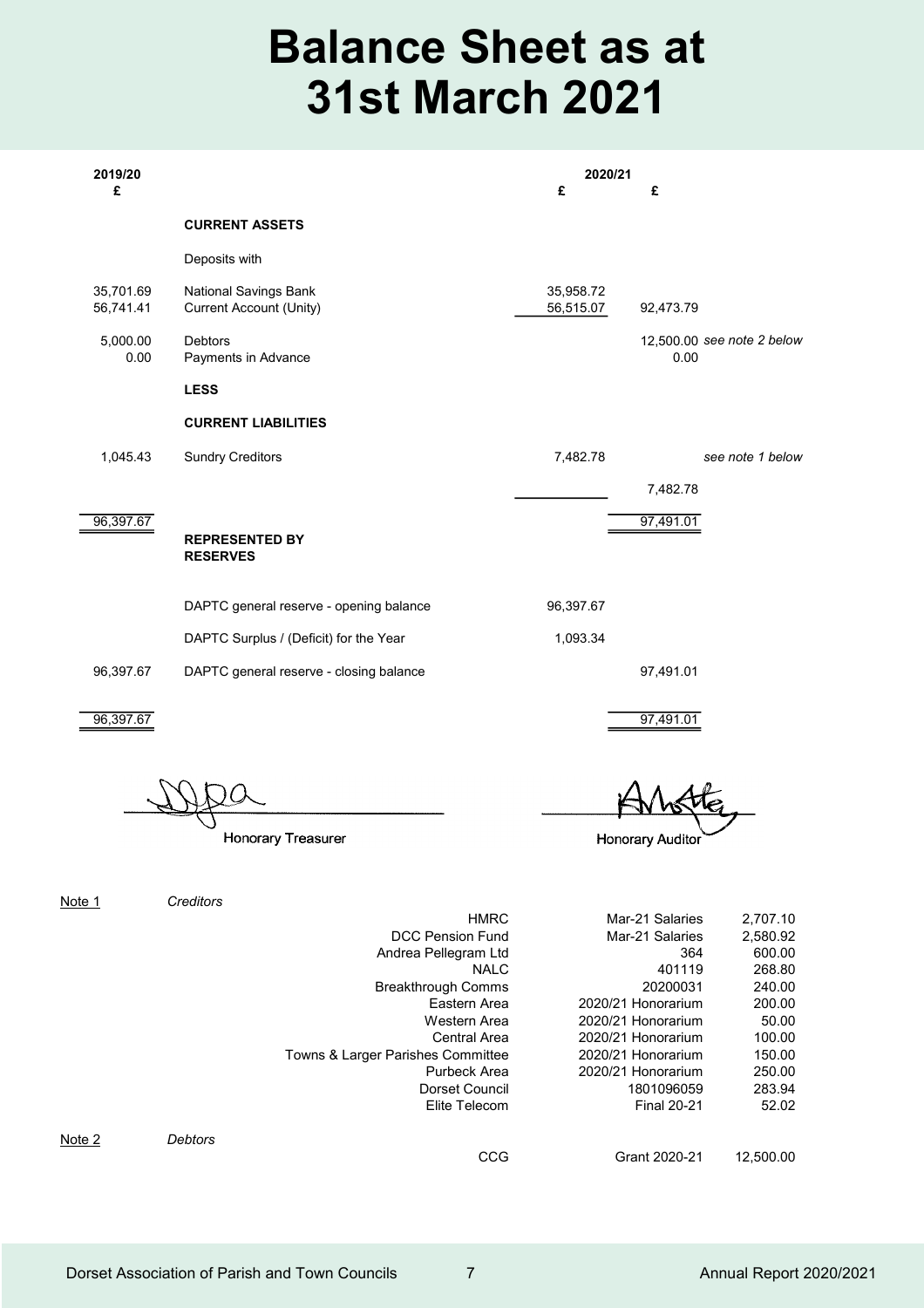# Balance Sheet as at 31st March 2021

| 2019/20 £ | | 2020/21 £ | £ | |
|---|---|---|---|---|
| | **CURRENT ASSETS** | | | |
| | Deposits with | | | |
| 35,701.69 | National Savings Bank | 35,958.72 | | |
| 56,741.41 | Current Account (Unity) | 56,515.07 | 92,473.79 | |
| 5,000.00 | Debtors | | 12,500.00 | *see note 2 below* |
| 0.00 | Payments in Advance | | 0.00 | |
| | **LESS** | | | |
| | **CURRENT LIABILITIES** | | | |
| 1,045.43 | Sundry Creditors | 7,482.78 | | *see note 1 below* |
| | | | 7,482.78 | |
| 96,397.67 | | | 97,491.01 | |
| | **REPRESENTED BY RESERVES** | | | |
| | DAPTC general reserve - opening balance | 96,397.67 | | |
| | DAPTC Surplus / (Deficit) for the Year | 1,093.34 | | |
| 96,397.67 | DAPTC general reserve - closing balance | | 97,491.01 | |
| 96,397.67 | | | 97,491.01 | |

Honorary Treasurer

Honorary Auditor

Note 1 *Creditors*

| | | |
|---|---|---|
| HMRC | Mar-21 Salaries | 2,707.10 |
| DCC Pension Fund | Mar-21 Salaries | 2,580.92 |
| Andrea Pellegram Ltd | 364 | 600.00 |
| NALC | 401119 | 268.80 |
| Breakthrough Comms | 20200031 | 240.00 |
| Eastern Area | 2020/21 Honorarium | 200.00 |
| Western Area | 2020/21 Honorarium | 50.00 |
| Central Area | 2020/21 Honorarium | 100.00 |
| Towns & Larger Parishes Committee | 2020/21 Honorarium | 150.00 |
| Purbeck Area | 2020/21 Honorarium | 250.00 |
| Dorset Council | 1801096059 | 283.94 |
| Elite Telecom | Final 20-21 | 52.02 |

Note 2 *Debtors*

| | | |
|---|---|---|
| CCG | Grant 2020-21 | 12,500.00 |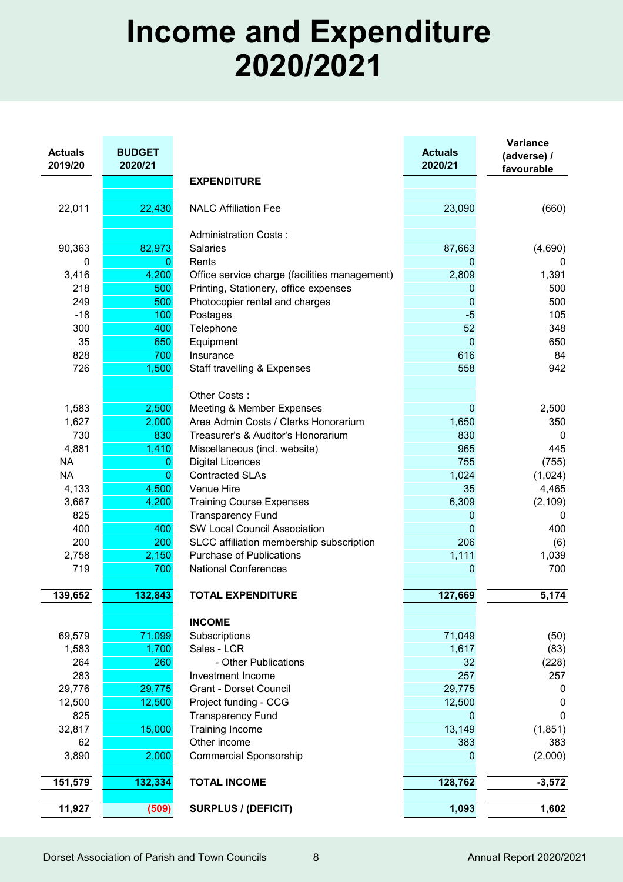# Income and Expenditure 2020/2021

| Actuals 2019/20 | BUDGET 2020/21 | | Actuals 2020/21 | Variance (adverse) / favourable |
|---|---|---|---|---|
| | | **EXPENDITURE** | | |
| 22,011 | 22,430 | NALC Affiliation Fee | 23,090 | (660) |
| | | Administration Costs : | | |
| 90,363 | 82,973 | Salaries | 87,663 | (4,690) |
| 0 | 0 | Rents | 0 | 0 |
| 3,416 | 4,200 | Office service charge (facilities management) | 2,809 | 1,391 |
| 218 | 500 | Printing, Stationery, office expenses | 0 | 500 |
| 249 | 500 | Photocopier rental and charges | 0 | 500 |
| -18 | 100 | Postages | -5 | 105 |
| 300 | 400 | Telephone | 52 | 348 |
| 35 | 650 | Equipment | 0 | 650 |
| 828 | 700 | Insurance | 616 | 84 |
| 726 | 1,500 | Staff travelling & Expenses | 558 | 942 |
| | | Other Costs : | | |
| 1,583 | 2,500 | Meeting & Member Expenses | 0 | 2,500 |
| 1,627 | 2,000 | Area Admin Costs / Clerks Honorarium | 1,650 | 350 |
| 730 | 830 | Treasurer's & Auditor's Honorarium | 830 | 0 |
| 4,881 | 1,410 | Miscellaneous (incl. website) | 965 | 445 |
| NA | 0 | Digital Licences | 755 | (755) |
| NA | 0 | Contracted SLAs | 1,024 | (1,024) |
| 4,133 | 4,500 | Venue Hire | 35 | 4,465 |
| 3,667 | 4,200 | Training Course Expenses | 6,309 | (2,109) |
| 825 | | Transparency Fund | 0 | 0 |
| 400 | 400 | SW Local Council Association | 0 | 400 |
| 200 | 200 | SLCC affiliation membership subscription | 206 | (6) |
| 2,758 | 2,150 | Purchase of Publications | 1,111 | 1,039 |
| 719 | 700 | National Conferences | 0 | 700 |
| **139,652** | **132,843** | **TOTAL EXPENDITURE** | **127,669** | **5,174** |
| | | **INCOME** | | |
| 69,579 | 71,099 | Subscriptions | 71,049 | (50) |
| 1,583 | 1,700 | Sales - LCR | 1,617 | (83) |
| 264 | 260 | - Other Publications | 32 | (228) |
| 283 | | Investment Income | 257 | 257 |
| 29,776 | 29,775 | Grant - Dorset Council | 29,775 | 0 |
| 12,500 | 12,500 | Project funding - CCG | 12,500 | 0 |
| 825 | | Transparency Fund | 0 | 0 |
| 32,817 | 15,000 | Training Income | 13,149 | (1,851) |
| 62 | | Other income | 383 | 383 |
| 3,890 | 2,000 | Commercial Sponsorship | 0 | (2,000) |
| **151,579** | **132,334** | **TOTAL INCOME** | **128,762** | **-3,572** |
| **11,927** | **(509)** | **SURPLUS / (DEFICIT)** | **1,093** | **1,602** |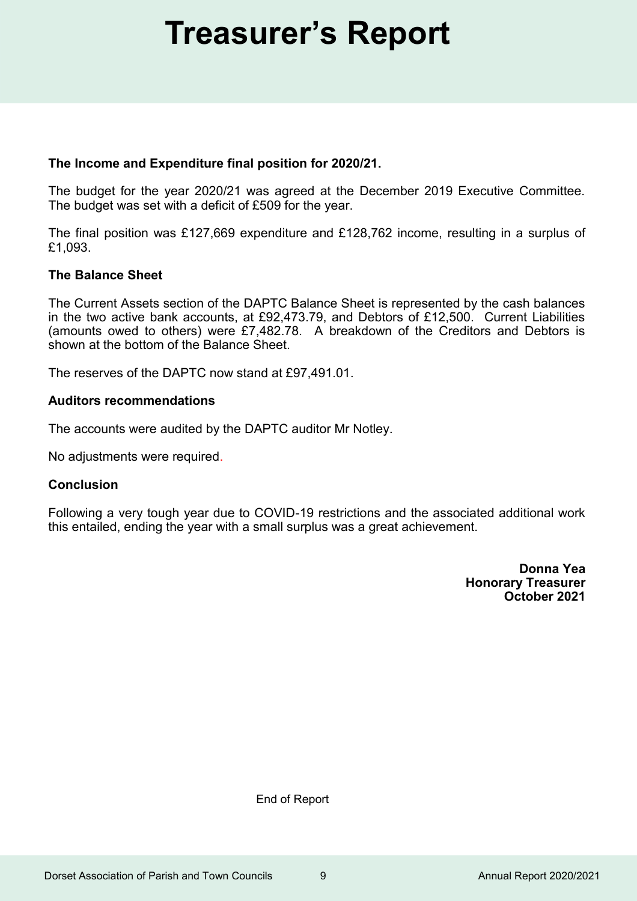# Treasurer's Report

**The Income and Expenditure final position for 2020/21.**

The budget for the year 2020/21 was agreed at the December 2019 Executive Committee. The budget was set with a deficit of £509 for the year.

The final position was £127,669 expenditure and £128,762 income, resulting in a surplus of £1,093.

**The Balance Sheet**

The Current Assets section of the DAPTC Balance Sheet is represented by the cash balances in the two active bank accounts, at £92,473.79, and Debtors of £12,500. Current Liabilities (amounts owed to others) were £7,482.78. A breakdown of the Creditors and Debtors is shown at the bottom of the Balance Sheet.

The reserves of the DAPTC now stand at £97,491.01.

**Auditors recommendations**

The accounts were audited by the DAPTC auditor Mr Notley.

No adjustments were required.

**Conclusion**

Following a very tough year due to COVID-19 restrictions and the associated additional work this entailed, ending the year with a small surplus was a great achievement.

**Donna Yea**
**Honorary Treasurer**
**October 2021**

End of Report